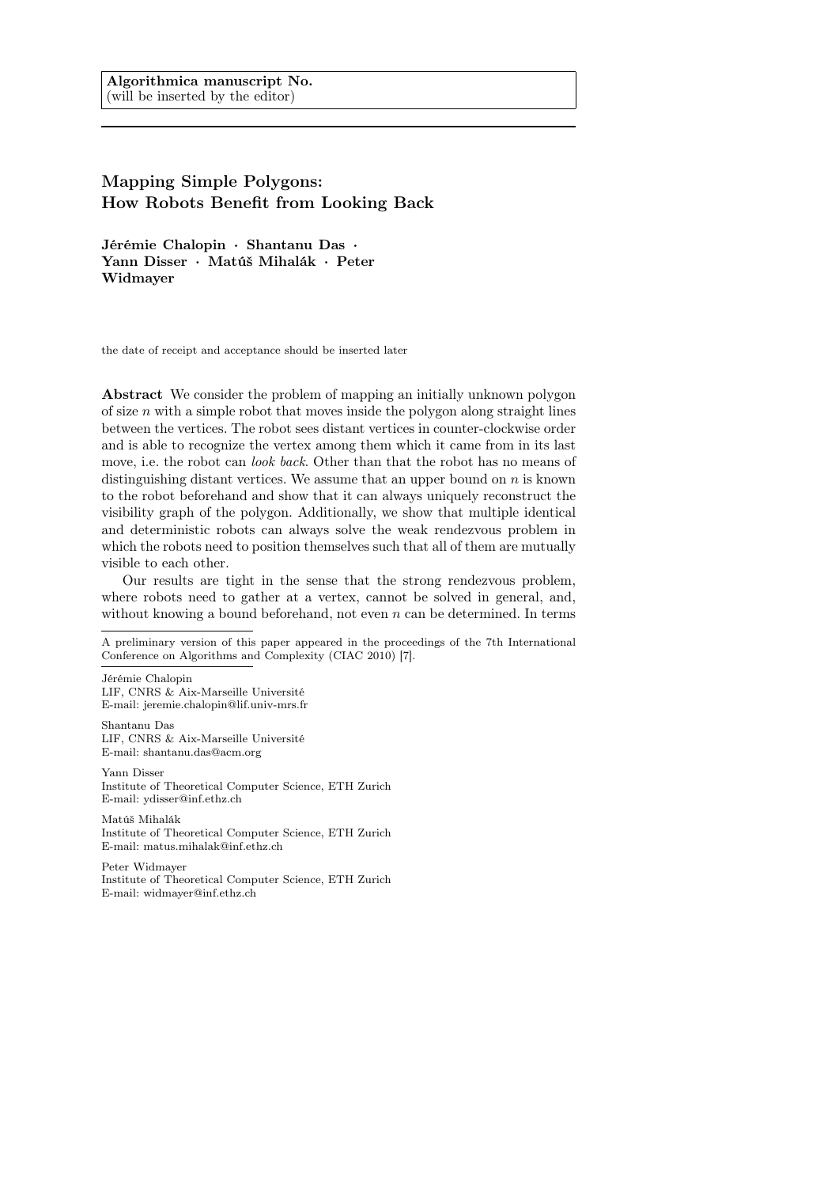**Algorithmica manuscript No.**
(will be inserted by the editor)

# Mapping Simple Polygons: How Robots Benefit from Looking Back

**Jérémie Chalopin · Shantanu Das · Yann Disser · Matúš Mihalák · Peter Widmayer**

the date of receipt and acceptance should be inserted later

**Abstract** We consider the problem of mapping an initially unknown polygon of size $n$ with a simple robot that moves inside the polygon along straight lines between the vertices. The robot sees distant vertices in counter-clockwise order and is able to recognize the vertex among them which it came from in its last move, i.e. the robot can *look back*. Other than that the robot has no means of distinguishing distant vertices. We assume that an upper bound on $n$ is known to the robot beforehand and show that it can always uniquely reconstruct the visibility graph of the polygon. Additionally, we show that multiple identical and deterministic robots can always solve the weak rendezvous problem in which the robots need to position themselves such that all of them are mutually visible to each other.

Our results are tight in the sense that the strong rendezvous problem, where robots need to gather at a vertex, cannot be solved in general, and, without knowing a bound beforehand, not even $n$ can be determined. In terms

A preliminary version of this paper appeared in the proceedings of the 7th International Conference on Algorithms and Complexity (CIAC 2010) [7].

Jérémie Chalopin
LIF, CNRS & Aix-Marseille Université
E-mail: jeremie.chalopin@lif.univ-mrs.fr

Shantanu Das
LIF, CNRS & Aix-Marseille Université
E-mail: shantanu.das@acm.org

Yann Disser
Institute of Theoretical Computer Science, ETH Zurich
E-mail: ydisser@inf.ethz.ch

Matúš Mihalák
Institute of Theoretical Computer Science, ETH Zurich
E-mail: matus.mihalak@inf.ethz.ch

Peter Widmayer
Institute of Theoretical Computer Science, ETH Zurich
E-mail: widmayer@inf.ethz.ch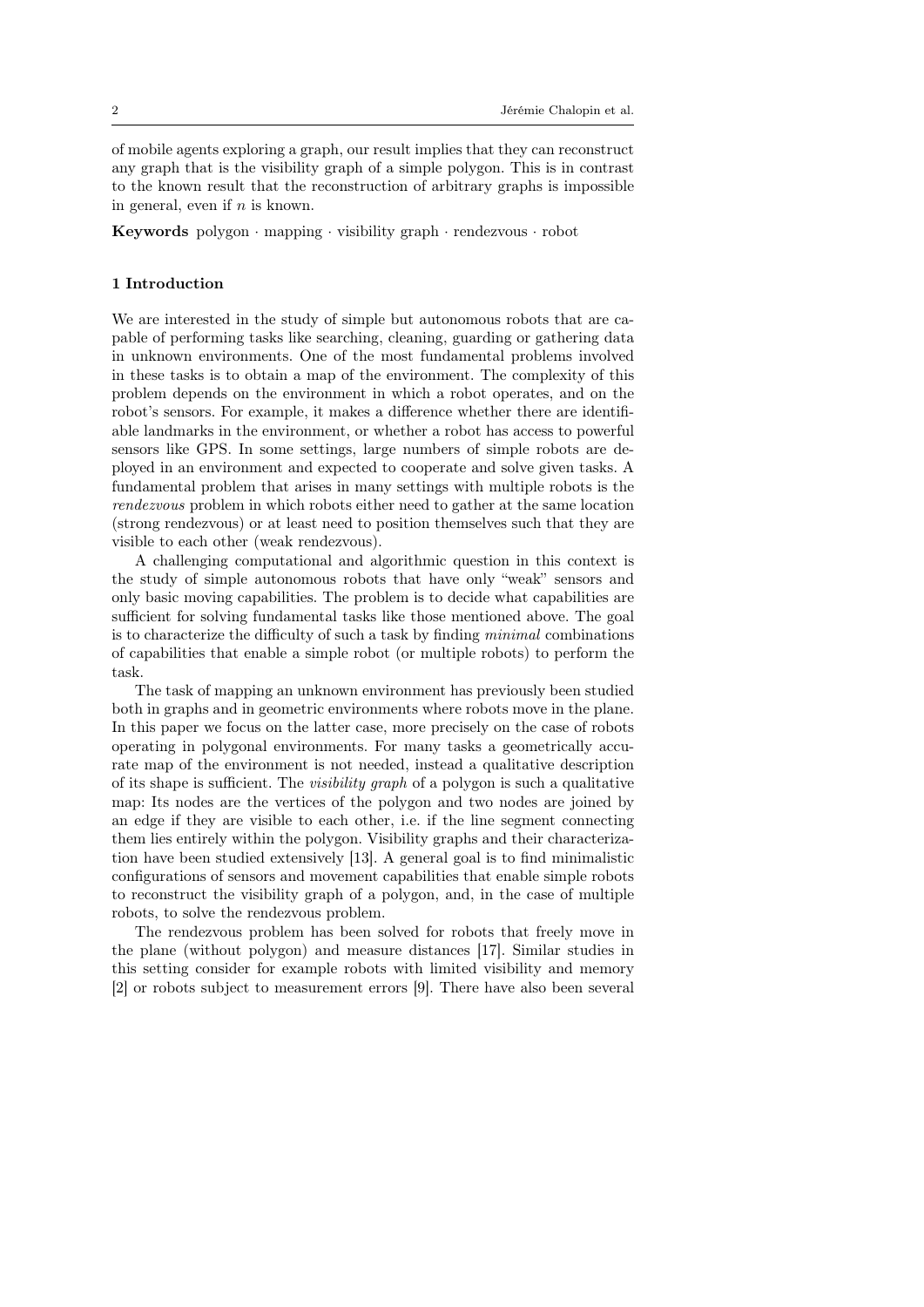of mobile agents exploring a graph, our result implies that they can reconstruct any graph that is the visibility graph of a simple polygon. This is in contrast to the known result that the reconstruction of arbitrary graphs is impossible in general, even if $n$ is known.

**Keywords** polygon · mapping · visibility graph · rendezvous · robot

## 1 Introduction

We are interested in the study of simple but autonomous robots that are capable of performing tasks like searching, cleaning, guarding or gathering data in unknown environments. One of the most fundamental problems involved in these tasks is to obtain a map of the environment. The complexity of this problem depends on the environment in which a robot operates, and on the robot's sensors. For example, it makes a difference whether there are identifiable landmarks in the environment, or whether a robot has access to powerful sensors like GPS. In some settings, large numbers of simple robots are deployed in an environment and expected to cooperate and solve given tasks. A fundamental problem that arises in many settings with multiple robots is the *rendezvous* problem in which robots either need to gather at the same location (strong rendezvous) or at least need to position themselves such that they are visible to each other (weak rendezvous).

A challenging computational and algorithmic question in this context is the study of simple autonomous robots that have only "weak" sensors and only basic moving capabilities. The problem is to decide what capabilities are sufficient for solving fundamental tasks like those mentioned above. The goal is to characterize the difficulty of such a task by finding *minimal* combinations of capabilities that enable a simple robot (or multiple robots) to perform the task.

The task of mapping an unknown environment has previously been studied both in graphs and in geometric environments where robots move in the plane. In this paper we focus on the latter case, more precisely on the case of robots operating in polygonal environments. For many tasks a geometrically accurate map of the environment is not needed, instead a qualitative description of its shape is sufficient. The *visibility graph* of a polygon is such a qualitative map: Its nodes are the vertices of the polygon and two nodes are joined by an edge if they are visible to each other, i.e. if the line segment connecting them lies entirely within the polygon. Visibility graphs and their characterization have been studied extensively [13]. A general goal is to find minimalistic configurations of sensors and movement capabilities that enable simple robots to reconstruct the visibility graph of a polygon, and, in the case of multiple robots, to solve the rendezvous problem.

The rendezvous problem has been solved for robots that freely move in the plane (without polygon) and measure distances [17]. Similar studies in this setting consider for example robots with limited visibility and memory [2] or robots subject to measurement errors [9]. There have also been several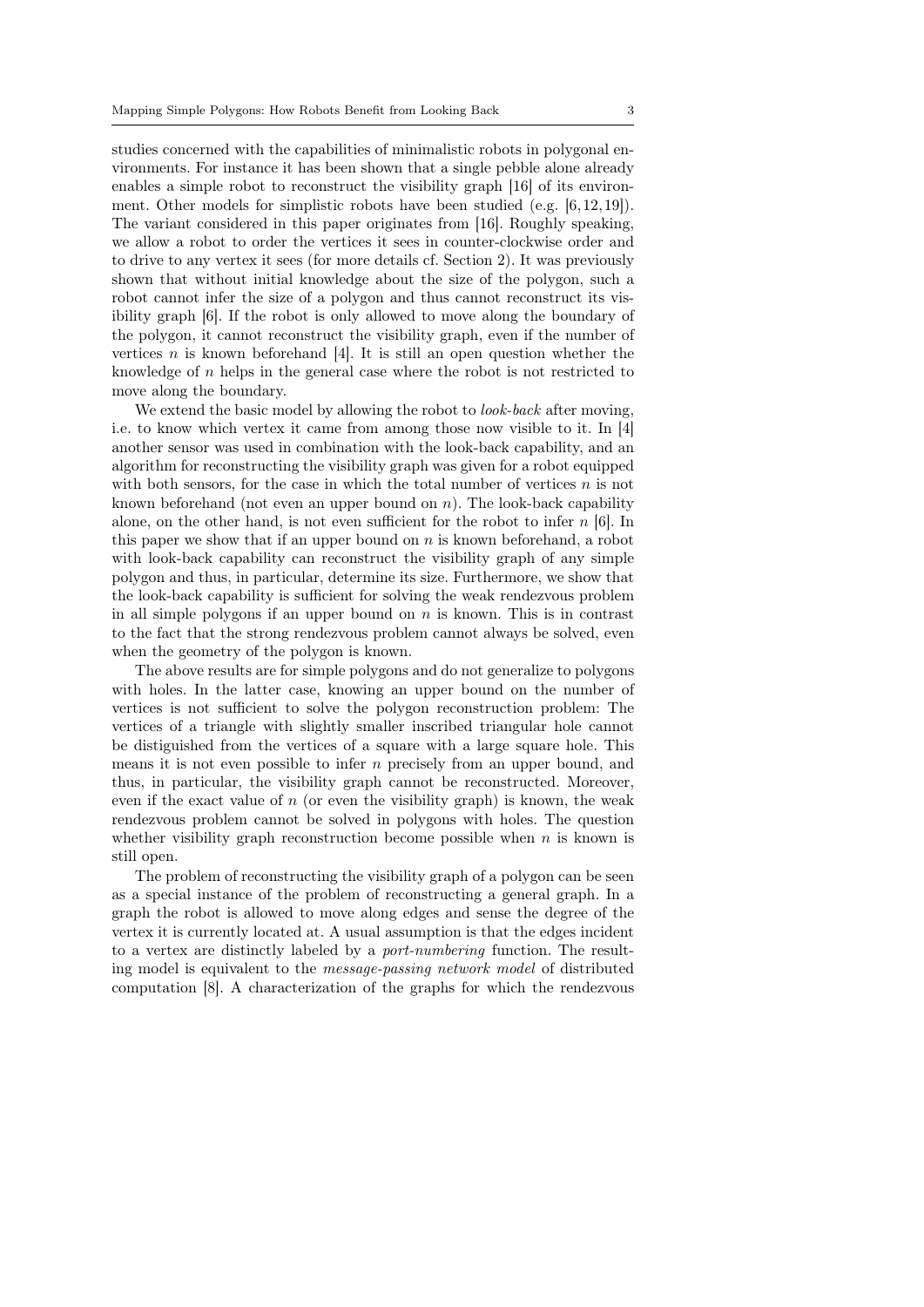studies concerned with the capabilities of minimalistic robots in polygonal environments. For instance it has been shown that a single pebble alone already enables a simple robot to reconstruct the visibility graph [16] of its environment. Other models for simplistic robots have been studied (e.g. [6,12,19]). The variant considered in this paper originates from [16]. Roughly speaking, we allow a robot to order the vertices it sees in counter-clockwise order and to drive to any vertex it sees (for more details cf. Section 2). It was previously shown that without initial knowledge about the size of the polygon, such a robot cannot infer the size of a polygon and thus cannot reconstruct its visibility graph [6]. If the robot is only allowed to move along the boundary of the polygon, it cannot reconstruct the visibility graph, even if the number of vertices $n$ is known beforehand [4]. It is still an open question whether the knowledge of $n$ helps in the general case where the robot is not restricted to move along the boundary.

We extend the basic model by allowing the robot to *look-back* after moving, i.e. to know which vertex it came from among those now visible to it. In [4] another sensor was used in combination with the look-back capability, and an algorithm for reconstructing the visibility graph was given for a robot equipped with both sensors, for the case in which the total number of vertices $n$ is not known beforehand (not even an upper bound on $n$). The look-back capability alone, on the other hand, is not even sufficient for the robot to infer $n$ [6]. In this paper we show that if an upper bound on $n$ is known beforehand, a robot with look-back capability can reconstruct the visibility graph of any simple polygon and thus, in particular, determine its size. Furthermore, we show that the look-back capability is sufficient for solving the weak rendezvous problem in all simple polygons if an upper bound on $n$ is known. This is in contrast to the fact that the strong rendezvous problem cannot always be solved, even when the geometry of the polygon is known.

The above results are for simple polygons and do not generalize to polygons with holes. In the latter case, knowing an upper bound on the number of vertices is not sufficient to solve the polygon reconstruction problem: The vertices of a triangle with slightly smaller inscribed triangular hole cannot be distiguished from the vertices of a square with a large square hole. This means it is not even possible to infer $n$ precisely from an upper bound, and thus, in particular, the visibility graph cannot be reconstructed. Moreover, even if the exact value of $n$ (or even the visibility graph) is known, the weak rendezvous problem cannot be solved in polygons with holes. The question whether visibility graph reconstruction become possible when $n$ is known is still open.

The problem of reconstructing the visibility graph of a polygon can be seen as a special instance of the problem of reconstructing a general graph. In a graph the robot is allowed to move along edges and sense the degree of the vertex it is currently located at. A usual assumption is that the edges incident to a vertex are distinctly labeled by a *port-numbering* function. The resulting model is equivalent to the *message-passing network model* of distributed computation [8]. A characterization of the graphs for which the rendezvous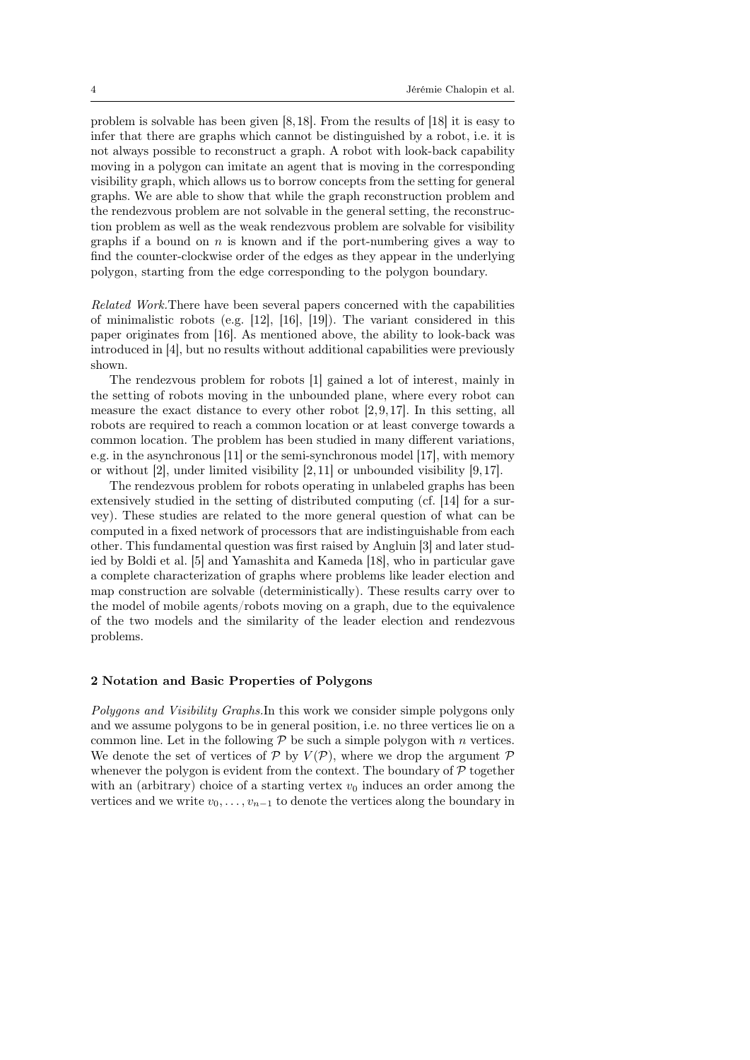problem is solvable has been given [8,18]. From the results of [18] it is easy to infer that there are graphs which cannot be distinguished by a robot, i.e. it is not always possible to reconstruct a graph. A robot with look-back capability moving in a polygon can imitate an agent that is moving in the corresponding visibility graph, which allows us to borrow concepts from the setting for general graphs. We are able to show that while the graph reconstruction problem and the rendezvous problem are not solvable in the general setting, the reconstruction problem as well as the weak rendezvous problem are solvable for visibility graphs if a bound on $n$ is known and if the port-numbering gives a way to find the counter-clockwise order of the edges as they appear in the underlying polygon, starting from the edge corresponding to the polygon boundary.

*Related Work.*There have been several papers concerned with the capabilities of minimalistic robots (e.g. [12], [16], [19]). The variant considered in this paper originates from [16]. As mentioned above, the ability to look-back was introduced in [4], but no results without additional capabilities were previously shown.

The rendezvous problem for robots [1] gained a lot of interest, mainly in the setting of robots moving in the unbounded plane, where every robot can measure the exact distance to every other robot [2,9,17]. In this setting, all robots are required to reach a common location or at least converge towards a common location. The problem has been studied in many different variations, e.g. in the asynchronous [11] or the semi-synchronous model [17], with memory or without [2], under limited visibility [2,11] or unbounded visibility [9,17].

The rendezvous problem for robots operating in unlabeled graphs has been extensively studied in the setting of distributed computing (cf. [14] for a survey). These studies are related to the more general question of what can be computed in a fixed network of processors that are indistinguishable from each other. This fundamental question was first raised by Angluin [3] and later studied by Boldi et al. [5] and Yamashita and Kameda [18], who in particular gave a complete characterization of graphs where problems like leader election and map construction are solvable (deterministically). These results carry over to the model of mobile agents/robots moving on a graph, due to the equivalence of the two models and the similarity of the leader election and rendezvous problems.

## 2 Notation and Basic Properties of Polygons

*Polygons and Visibility Graphs.*In this work we consider simple polygons only and we assume polygons to be in general position, i.e. no three vertices lie on a common line. Let in the following $\mathcal{P}$ be such a simple polygon with $n$ vertices. We denote the set of vertices of $\mathcal{P}$ by $V(\mathcal{P})$, where we drop the argument $\mathcal{P}$ whenever the polygon is evident from the context. The boundary of $\mathcal{P}$ together with an (arbitrary) choice of a starting vertex $v_0$ induces an order among the vertices and we write $v_0, \ldots, v_{n-1}$ to denote the vertices along the boundary in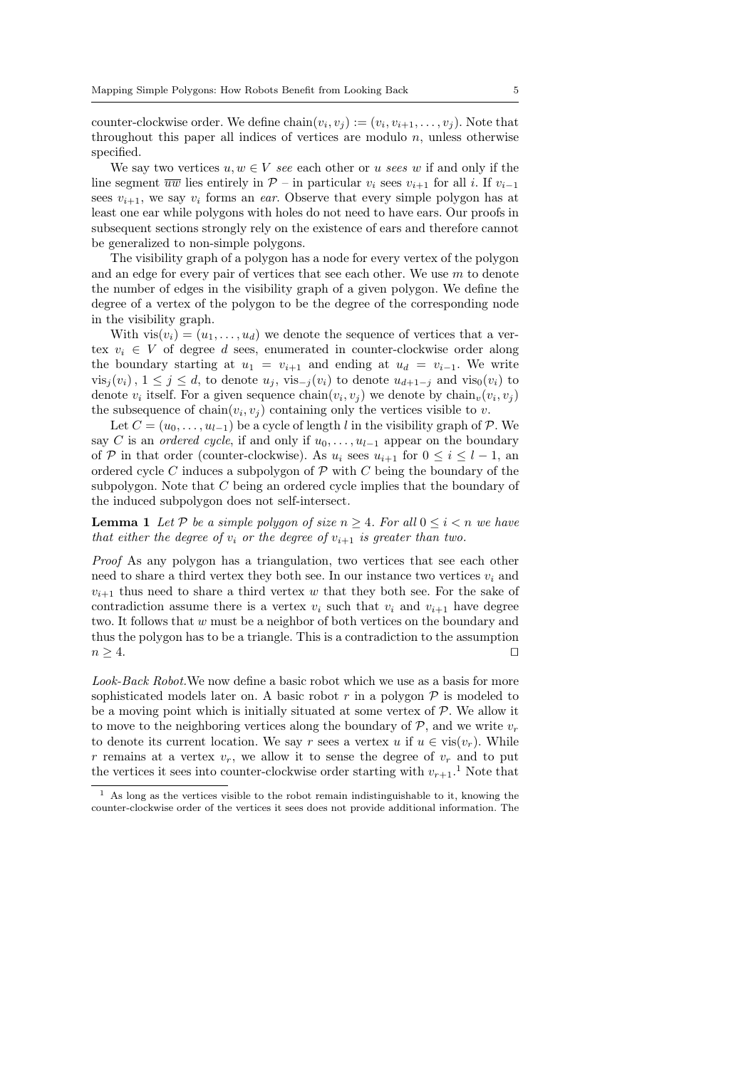counter-clockwise order. We define $\text{chain}(v_i, v_j) := (v_i, v_{i+1}, \ldots, v_j)$. Note that throughout this paper all indices of vertices are modulo $n$, unless otherwise specified.

We say two vertices $u, w \in V$ *see* each other or $u$ *sees* $w$ if and only if the line segment $\overline{uw}$ lies entirely in $\mathcal{P}$ – in particular $v_i$ sees $v_{i+1}$ for all $i$. If $v_{i-1}$ sees $v_{i+1}$, we say $v_i$ forms an *ear*. Observe that every simple polygon has at least one ear while polygons with holes do not need to have ears. Our proofs in subsequent sections strongly rely on the existence of ears and therefore cannot be generalized to non-simple polygons.

The visibility graph of a polygon has a node for every vertex of the polygon and an edge for every pair of vertices that see each other. We use $m$ to denote the number of edges in the visibility graph of a given polygon. We define the degree of a vertex of the polygon to be the degree of the corresponding node in the visibility graph.

With $\text{vis}(v_i) = (u_1, \ldots, u_d)$ we denote the sequence of vertices that a vertex $v_i \in V$ of degree $d$ sees, enumerated in counter-clockwise order along the boundary starting at $u_1 = v_{i+1}$ and ending at $u_d = v_{i-1}$. We write $\text{vis}_j(v_i)$, $1 \le j \le d$, to denote $u_j$, $\text{vis}_{-j}(v_i)$ to denote $u_{d+1-j}$ and $\text{vis}_0(v_i)$ to denote $v_i$ itself. For a given sequence $\text{chain}(v_i, v_j)$ we denote by $\text{chain}_v(v_i, v_j)$ the subsequence of $\text{chain}(v_i, v_j)$ containing only the vertices visible to $v$.

Let $C = (u_0, \ldots, u_{l-1})$ be a cycle of length $l$ in the visibility graph of $\mathcal{P}$. We say $C$ is an *ordered cycle*, if and only if $u_0, \ldots, u_{l-1}$ appear on the boundary of $\mathcal{P}$ in that order (counter-clockwise). As $u_i$ sees $u_{i+1}$ for $0 \le i \le l-1$, an ordered cycle $C$ induces a subpolygon of $\mathcal{P}$ with $C$ being the boundary of the subpolygon. Note that $C$ being an ordered cycle implies that the boundary of the induced subpolygon does not self-intersect.

**Lemma 1** *Let $\mathcal{P}$ be a simple polygon of size $n \ge 4$. For all $0 \le i < n$ we have that either the degree of $v_i$ or the degree of $v_{i+1}$ is greater than two.*

*Proof* As any polygon has a triangulation, two vertices that see each other need to share a third vertex they both see. In our instance two vertices $v_i$ and $v_{i+1}$ thus need to share a third vertex $w$ that they both see. For the sake of contradiction assume there is a vertex $v_i$ such that $v_i$ and $v_{i+1}$ have degree two. It follows that $w$ must be a neighbor of both vertices on the boundary and thus the polygon has to be a triangle. This is a contradiction to the assumption $n \ge 4$. $\square$

*Look-Back Robot.* We now define a basic robot which we use as a basis for more sophisticated models later on. A basic robot $r$ in a polygon $\mathcal{P}$ is modeled to be a moving point which is initially situated at some vertex of $\mathcal{P}$. We allow it to move to the neighboring vertices along the boundary of $\mathcal{P}$, and we write $v_r$ to denote its current location. We say $r$ sees a vertex $u$ if $u \in \text{vis}(v_r)$. While $r$ remains at a vertex $v_r$, we allow it to sense the degree of $v_r$ and to put the vertices it sees into counter-clockwise order starting with $v_{r+1}$.[1] Note that

[1] As long as the vertices visible to the robot remain indistinguishable to it, knowing the counter-clockwise order of the vertices it sees does not provide additional information. The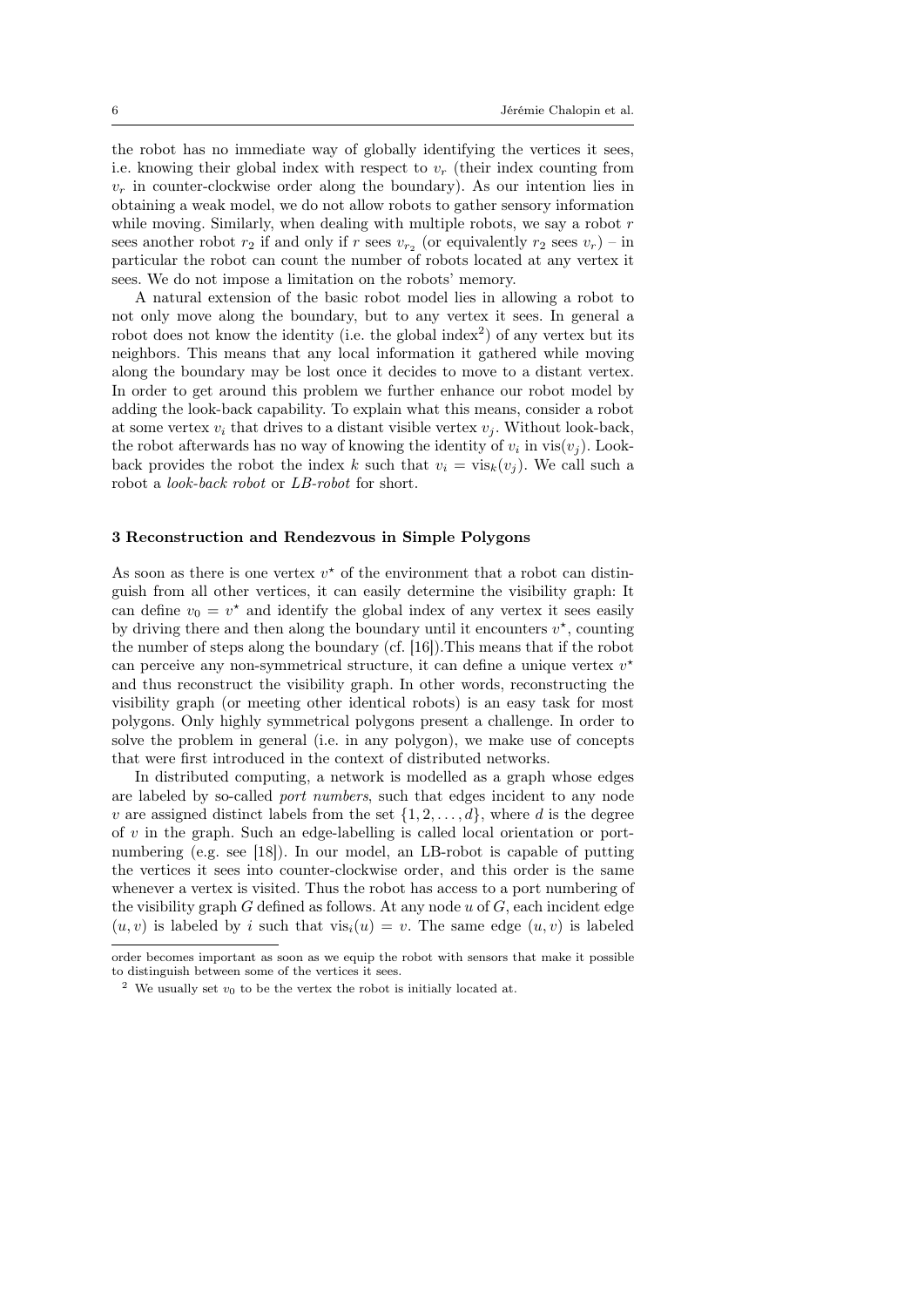the robot has no immediate way of globally identifying the vertices it sees, i.e. knowing their global index with respect to $v_r$ (their index counting from $v_r$ in counter-clockwise order along the boundary). As our intention lies in obtaining a weak model, we do not allow robots to gather sensory information while moving. Similarly, when dealing with multiple robots, we say a robot $r$ sees another robot $r_2$ if and only if $r$ sees $v_{r_2}$ (or equivalently $r_2$ sees $v_r$) – in particular the robot can count the number of robots located at any vertex it sees. We do not impose a limitation on the robots' memory.

A natural extension of the basic robot model lies in allowing a robot to not only move along the boundary, but to any vertex it sees. In general a robot does not know the identity (i.e. the global index[2]) of any vertex but its neighbors. This means that any local information it gathered while moving along the boundary may be lost once it decides to move to a distant vertex. In order to get around this problem we further enhance our robot model by adding the look-back capability. To explain what this means, consider a robot at some vertex $v_i$ that drives to a distant visible vertex $v_j$. Without look-back, the robot afterwards has no way of knowing the identity of $v_i$ in $\text{vis}(v_j)$. Look-back provides the robot the index $k$ such that $v_i = \text{vis}_k(v_j)$. We call such a robot a *look-back robot* or *LB-robot* for short.

## 3 Reconstruction and Rendezvous in Simple Polygons

As soon as there is one vertex $v^\star$ of the environment that a robot can distinguish from all other vertices, it can easily determine the visibility graph: It can define $v_0 = v^\star$ and identify the global index of any vertex it sees easily by driving there and then along the boundary until it encounters $v^\star$, counting the number of steps along the boundary (cf. [16]).This means that if the robot can perceive any non-symmetrical structure, it can define a unique vertex $v^\star$ and thus reconstruct the visibility graph. In other words, reconstructing the visibility graph (or meeting other identical robots) is an easy task for most polygons. Only highly symmetrical polygons present a challenge. In order to solve the problem in general (i.e. in any polygon), we make use of concepts that were first introduced in the context of distributed networks.

In distributed computing, a network is modelled as a graph whose edges are labeled by so-called *port numbers*, such that edges incident to any node $v$ are assigned distinct labels from the set $\{1, 2, \ldots, d\}$, where $d$ is the degree of $v$ in the graph. Such an edge-labelling is called local orientation or port-numbering (e.g. see [18]). In our model, an LB-robot is capable of putting the vertices it sees into counter-clockwise order, and this order is the same whenever a vertex is visited. Thus the robot has access to a port numbering of the visibility graph $G$ defined as follows. At any node $u$ of $G$, each incident edge $(u, v)$ is labeled by $i$ such that $\text{vis}_i(u) = v$. The same edge $(u, v)$ is labeled

order becomes important as soon as we equip the robot with sensors that make it possible to distinguish between some of the vertices it sees.

[2] We usually set $v_0$ to be the vertex the robot is initially located at.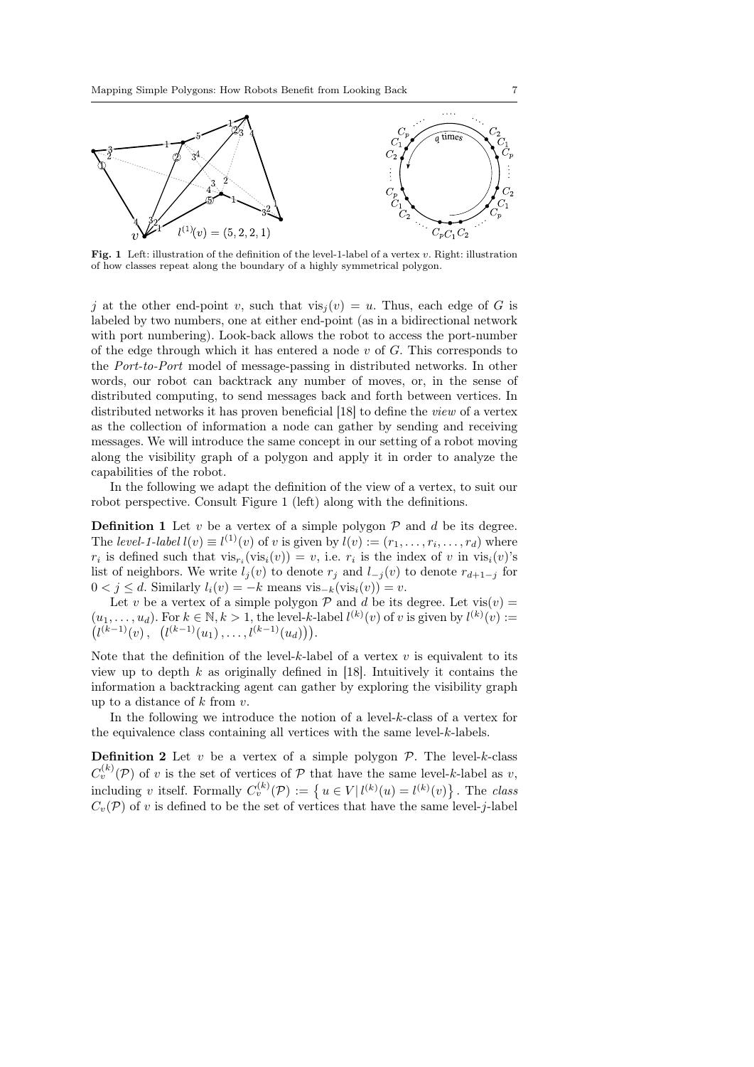**Fig. 1** Left: illustration of the definition of the level-1-label of a vertex $v$. Right: illustration of how classes repeat along the boundary of a highly symmetrical polygon.

$j$ at the other end-point $v$, such that $\text{vis}_j(v) = u$. Thus, each edge of $G$ is labeled by two numbers, one at either end-point (as in a bidirectional network with port numbering). Look-back allows the robot to access the port-number of the edge through which it has entered a node $v$ of $G$. This corresponds to the *Port-to-Port* model of message-passing in distributed networks. In other words, our robot can backtrack any number of moves, or, in the sense of distributed computing, to send messages back and forth between vertices. In distributed networks it has proven beneficial [18] to define the *view* of a vertex as the collection of information a node can gather by sending and receiving messages. We will introduce the same concept in our setting of a robot moving along the visibility graph of a polygon and apply it in order to analyze the capabilities of the robot.

In the following we adapt the definition of the view of a vertex, to suit our robot perspective. Consult Figure 1 (left) along with the definitions.

**Definition 1** Let $v$ be a vertex of a simple polygon $\mathcal{P}$ and $d$ be its degree. The *level-1-label* $l(v) \equiv l^{(1)}(v)$ of $v$ is given by $l(v) := (r_1, \ldots, r_i, \ldots, r_d)$ where $r_i$ is defined such that $\text{vis}_{r_i}(\text{vis}_i(v)) = v$, i.e. $r_i$ is the index of $v$ in $\text{vis}_i(v)$'s list of neighbors. We write $l_j(v)$ to denote $r_j$ and $l_{-j}(v)$ to denote $r_{d+1-j}$ for $0 < j \leq d$. Similarly $l_i(v) = -k$ means $\text{vis}_{-k}(\text{vis}_i(v)) = v$.

Let $v$ be a vertex of a simple polygon $\mathcal{P}$ and $d$ be its degree. Let $\text{vis}(v) = (u_1, \ldots, u_d)$. For $k \in \mathbb{N}, k > 1$, the level-$k$-label $l^{(k)}(v)$ of $v$ is given by $l^{(k)}(v) := \left(l^{(k-1)}(v),\ \left(l^{(k-1)}(u_1), \ldots, l^{(k-1)}(u_d)\right)\right)$.

Note that the definition of the level-$k$-label of a vertex $v$ is equivalent to its view up to depth $k$ as originally defined in [18]. Intuitively it contains the information a backtracking agent can gather by exploring the visibility graph up to a distance of $k$ from $v$.

In the following we introduce the notion of a level-$k$-class of a vertex for the equivalence class containing all vertices with the same level-$k$-labels.

**Definition 2** Let $v$ be a vertex of a simple polygon $\mathcal{P}$. The level-$k$-class $C_v^{(k)}(\mathcal{P})$ of $v$ is the set of vertices of $\mathcal{P}$ that have the same level-$k$-label as $v$, including $v$ itself. Formally $C_v^{(k)}(\mathcal{P}) := \left\{ u \in V \mid l^{(k)}(u) = l^{(k)}(v) \right\}$. The *class* $C_v(\mathcal{P})$ of $v$ is defined to be the set of vertices that have the same level-$j$-label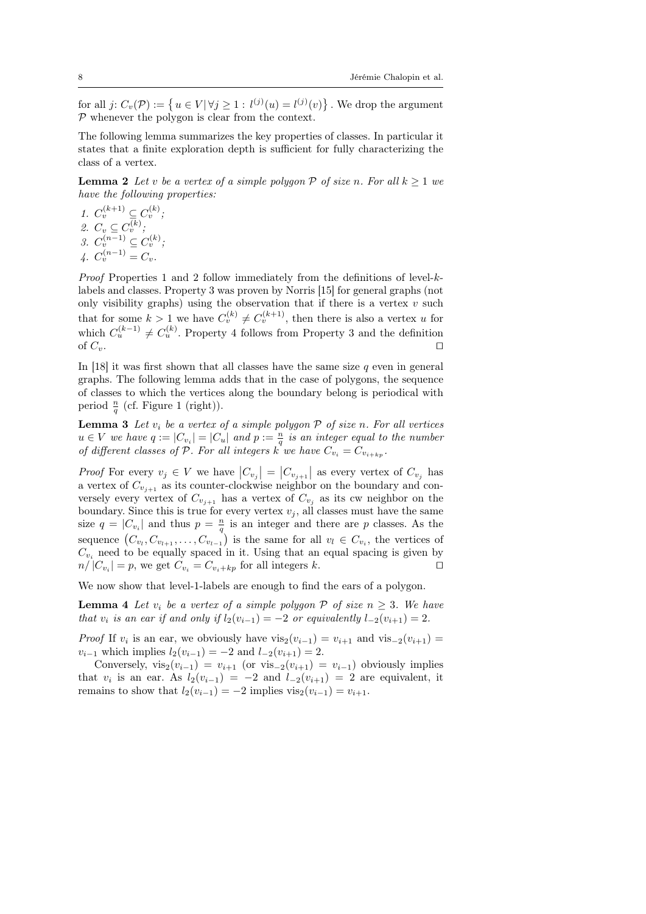for all $j$: $C_v(\mathcal{P}) := \left\{ u \in V \,|\, \forall j \geq 1 : \, l^{(j)}(u) = l^{(j)}(v) \right\}$. We drop the argument $\mathcal{P}$ whenever the polygon is clear from the context.

The following lemma summarizes the key properties of classes. In particular it states that a finite exploration depth is sufficient for fully characterizing the class of a vertex.

**Lemma 2** *Let $v$ be a vertex of a simple polygon $\mathcal{P}$ of size $n$. For all $k \geq 1$ we have the following properties:*

1. $C_v^{(k+1)} \subseteq C_v^{(k)}$;
2. $C_v \subseteq C_v^{(k)}$;
3. $C_v^{(n-1)} \subseteq C_v^{(k)}$;
4. $C_v^{(n-1)} = C_v$.

*Proof* Properties 1 and 2 follow immediately from the definitions of level-$k$-labels and classes. Property 3 was proven by Norris [15] for general graphs (not only visibility graphs) using the observation that if there is a vertex $v$ such that for some $k > 1$ we have $C_v^{(k)} \neq C_v^{(k+1)}$, then there is also a vertex $u$ for which $C_u^{(k-1)} \neq C_u^{(k)}$. Property 4 follows from Property 3 and the definition of $C_v$. $\square$

In [18] it was first shown that all classes have the same size $q$ even in general graphs. The following lemma adds that in the case of polygons, the sequence of classes to which the vertices along the boundary belong is periodical with period $\frac{n}{q}$ (cf. Figure 1 (right)).

**Lemma 3** *Let $v_i$ be a vertex of a simple polygon $\mathcal{P}$ of size $n$. For all vertices $u \in V$ we have $q := |C_{v_i}| = |C_u|$ and $p := \frac{n}{q}$ is an integer equal to the number of different classes of $\mathcal{P}$. For all integers $k$ we have $C_{v_i} = C_{v_{i+kp}}$.*

*Proof* For every $v_j \in V$ we have $\left|C_{v_j}\right| = \left|C_{v_{j+1}}\right|$ as every vertex of $C_{v_j}$ has a vertex of $C_{v_{j+1}}$ as its counter-clockwise neighbor on the boundary and conversely every vertex of $C_{v_{j+1}}$ has a vertex of $C_{v_j}$ as its cw neighbor on the boundary. Since this is true for every vertex $v_j$, all classes must have the same size $q = |C_{v_i}|$ and thus $p = \frac{n}{q}$ is an integer and there are $p$ classes. As the sequence $\left(C_{v_l}, C_{v_{l+1}}, \ldots, C_{v_{l-1}}\right)$ is the same for all $v_l \in C_{v_i}$, the vertices of $C_{v_i}$ need to be equally spaced in it. Using that an equal spacing is given by $n/\left|C_{v_i}\right| = p$, we get $C_{v_i} = C_{v_{i+kp}}$ for all integers $k$. $\square$

We now show that level-1-labels are enough to find the ears of a polygon.

**Lemma 4** *Let $v_i$ be a vertex of a simple polygon $\mathcal{P}$ of size $n \geq 3$. We have that $v_i$ is an ear if and only if $l_2(v_{i-1}) = -2$ or equivalently $l_{-2}(v_{i+1}) = 2$.*

*Proof* If $v_i$ is an ear, we obviously have $\text{vis}_2(v_{i-1}) = v_{i+1}$ and $\text{vis}_{-2}(v_{i+1}) = v_{i-1}$ which implies $l_2(v_{i-1}) = -2$ and $l_{-2}(v_{i+1}) = 2$.

Conversely, $\text{vis}_2(v_{i-1}) = v_{i+1}$ (or $\text{vis}_{-2}(v_{i+1}) = v_{i-1}$) obviously implies that $v_i$ is an ear. As $l_2(v_{i-1}) = -2$ and $l_{-2}(v_{i+1}) = 2$ are equivalent, it remains to show that $l_2(v_{i-1}) = -2$ implies $\text{vis}_2(v_{i-1}) = v_{i+1}$.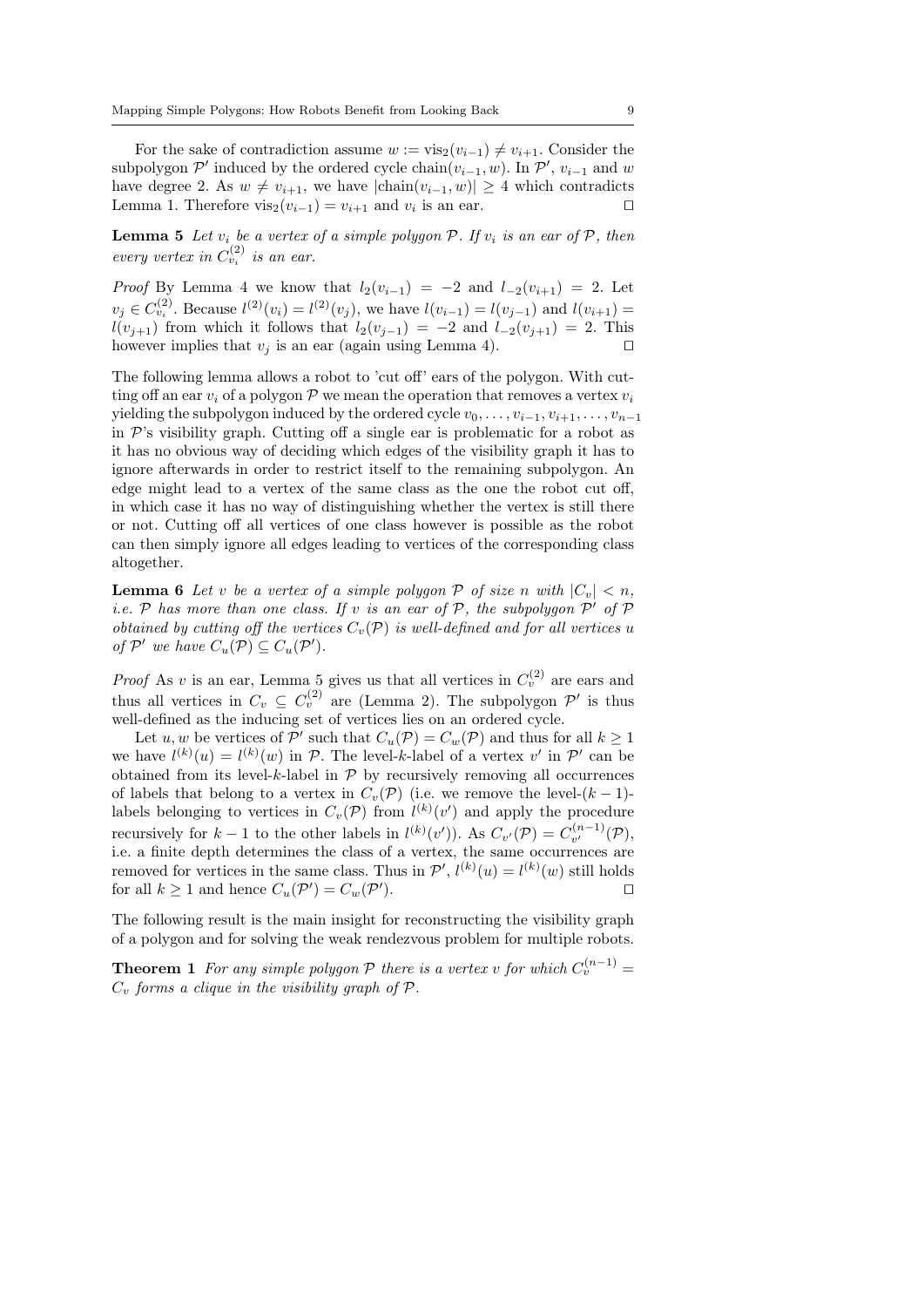For the sake of contradiction assume $w := \text{vis}_2(v_{i-1}) \neq v_{i+1}$. Consider the subpolygon $\mathcal{P}'$ induced by the ordered cycle $\text{chain}(v_{i-1}, w)$. In $\mathcal{P}'$, $v_{i-1}$ and $w$ have degree 2. As $w \neq v_{i+1}$, we have $|\text{chain}(v_{i-1}, w)| \geq 4$ which contradicts Lemma 1. Therefore $\text{vis}_2(v_{i-1}) = v_{i+1}$ and $v_i$ is an ear. ◻

**Lemma 5** *Let $v_i$ be a vertex of a simple polygon $\mathcal{P}$. If $v_i$ is an ear of $\mathcal{P}$, then every vertex in $C^{(2)}_{v_i}$ is an ear.*

*Proof* By Lemma 4 we know that $l_2(v_{i-1}) = -2$ and $l_{-2}(v_{i+1}) = 2$. Let $v_j \in C^{(2)}_{v_i}$. Because $l^{(2)}(v_i) = l^{(2)}(v_j)$, we have $l(v_{i-1}) = l(v_{j-1})$ and $l(v_{i+1}) = l(v_{j+1})$ from which it follows that $l_2(v_{j-1}) = -2$ and $l_{-2}(v_{j+1}) = 2$. This however implies that $v_j$ is an ear (again using Lemma 4). ◻

The following lemma allows a robot to 'cut off' ears of the polygon. With cutting off an ear $v_i$ of a polygon $\mathcal{P}$ we mean the operation that removes a vertex $v_i$ yielding the subpolygon induced by the ordered cycle $v_0, \ldots, v_{i-1}, v_{i+1}, \ldots, v_{n-1}$ in $\mathcal{P}$'s visibility graph. Cutting off a single ear is problematic for a robot as it has no obvious way of deciding which edges of the visibility graph it has to ignore afterwards in order to restrict itself to the remaining subpolygon. An edge might lead to a vertex of the same class as the one the robot cut off, in which case it has no way of distinguishing whether the vertex is still there or not. Cutting off all vertices of one class however is possible as the robot can then simply ignore all edges leading to vertices of the corresponding class altogether.

**Lemma 6** *Let $v$ be a vertex of a simple polygon $\mathcal{P}$ of size $n$ with $|C_v| < n$, i.e. $\mathcal{P}$ has more than one class. If $v$ is an ear of $\mathcal{P}$, the subpolygon $\mathcal{P}'$ of $\mathcal{P}$ obtained by cutting off the vertices $C_v(\mathcal{P})$ is well-defined and for all vertices $u$ of $\mathcal{P}'$ we have $C_u(\mathcal{P}) \subseteq C_u(\mathcal{P}')$.*

*Proof* As $v$ is an ear, Lemma 5 gives us that all vertices in $C^{(2)}_v$ are ears and thus all vertices in $C_v \subseteq C^{(2)}_v$ are (Lemma 2). The subpolygon $\mathcal{P}'$ is thus well-defined as the inducing set of vertices lies on an ordered cycle.

Let $u, w$ be vertices of $\mathcal{P}'$ such that $C_u(\mathcal{P}) = C_w(\mathcal{P})$ and thus for all $k \geq 1$ we have $l^{(k)}(u) = l^{(k)}(w)$ in $\mathcal{P}$. The level-$k$-label of a vertex $v'$ in $\mathcal{P}'$ can be obtained from its level-$k$-label in $\mathcal{P}$ by recursively removing all occurrences of labels that belong to a vertex in $C_v(\mathcal{P})$ (i.e. we remove the level-$(k-1)$-labels belonging to vertices in $C_v(\mathcal{P})$ from $l^{(k)}(v')$ and apply the procedure recursively for $k-1$ to the other labels in $l^{(k)}(v')$). As $C_{v'}(\mathcal{P}) = C^{(n-1)}_{v'}(\mathcal{P})$, i.e. a finite depth determines the class of a vertex, the same occurrences are removed for vertices in the same class. Thus in $\mathcal{P}'$, $l^{(k)}(u) = l^{(k)}(w)$ still holds for all $k \geq 1$ and hence $C_u(\mathcal{P}') = C_w(\mathcal{P}')$. ◻

The following result is the main insight for reconstructing the visibility graph of a polygon and for solving the weak rendezvous problem for multiple robots.

**Theorem 1** *For any simple polygon $\mathcal{P}$ there is a vertex $v$ for which $C^{(n-1)}_v = C_v$ forms a clique in the visibility graph of $\mathcal{P}$.*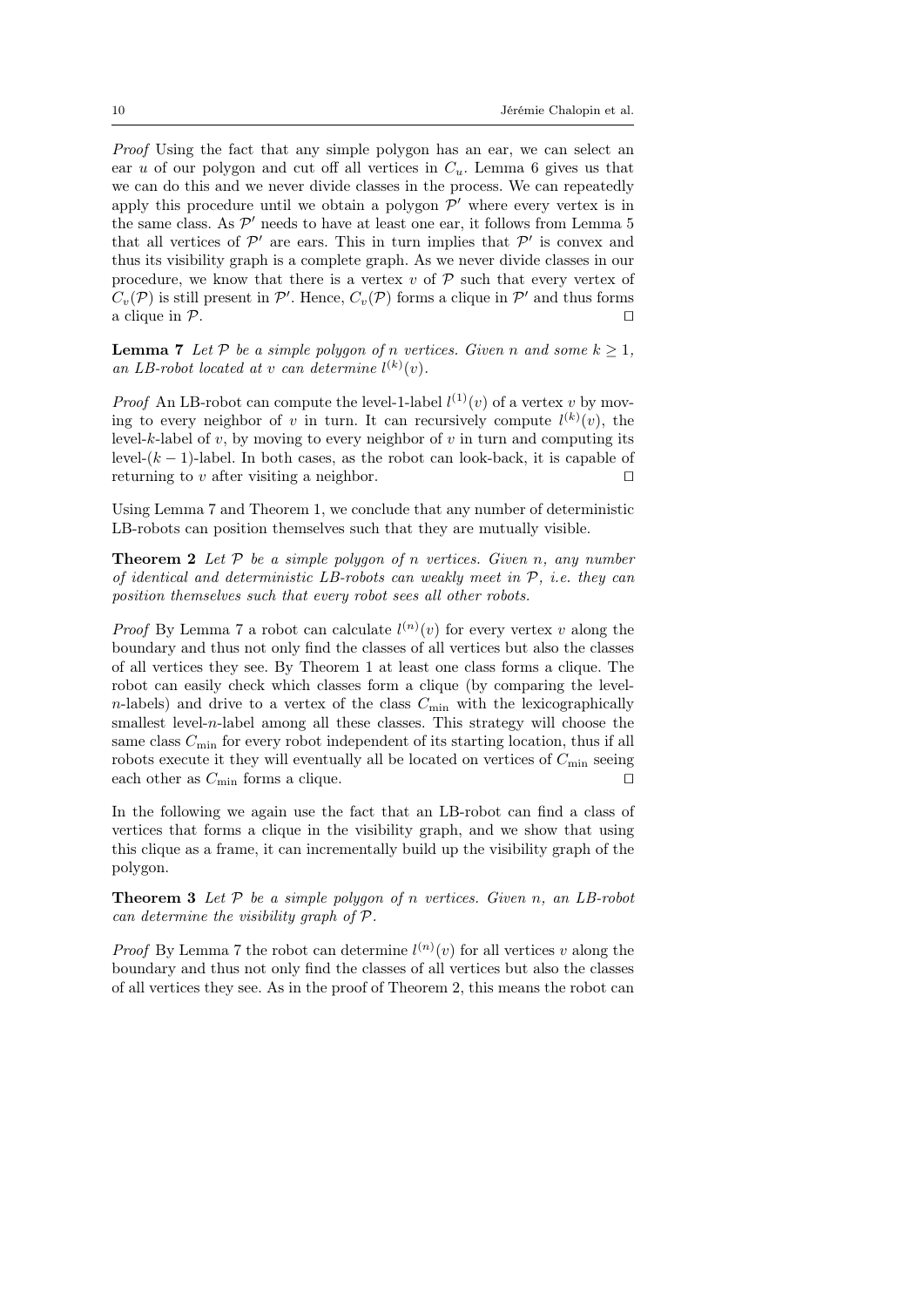*Proof* Using the fact that any simple polygon has an ear, we can select an ear $u$ of our polygon and cut off all vertices in $C_u$. Lemma 6 gives us that we can do this and we never divide classes in the process. We can repeatedly apply this procedure until we obtain a polygon $\mathcal{P}'$ where every vertex is in the same class. As $\mathcal{P}'$ needs to have at least one ear, it follows from Lemma 5 that all vertices of $\mathcal{P}'$ are ears. This in turn implies that $\mathcal{P}'$ is convex and thus its visibility graph is a complete graph. As we never divide classes in our procedure, we know that there is a vertex $v$ of $\mathcal{P}$ such that every vertex of $C_v(\mathcal{P})$ is still present in $\mathcal{P}'$. Hence, $C_v(\mathcal{P})$ forms a clique in $\mathcal{P}'$ and thus forms a clique in $\mathcal{P}$. $\square$

**Lemma 7** *Let $\mathcal{P}$ be a simple polygon of $n$ vertices. Given $n$ and some $k \geq 1$, an LB-robot located at $v$ can determine $l^{(k)}(v)$.*

*Proof* An LB-robot can compute the level-1-label $l^{(1)}(v)$ of a vertex $v$ by moving to every neighbor of $v$ in turn. It can recursively compute $l^{(k)}(v)$, the level-$k$-label of $v$, by moving to every neighbor of $v$ in turn and computing its level-$(k-1)$-label. In both cases, as the robot can look-back, it is capable of returning to $v$ after visiting a neighbor. $\square$

Using Lemma 7 and Theorem 1, we conclude that any number of deterministic LB-robots can position themselves such that they are mutually visible.

**Theorem 2** *Let $\mathcal{P}$ be a simple polygon of $n$ vertices. Given $n$, any number of identical and deterministic LB-robots can weakly meet in $\mathcal{P}$, i.e. they can position themselves such that every robot sees all other robots.*

*Proof* By Lemma 7 a robot can calculate $l^{(n)}(v)$ for every vertex $v$ along the boundary and thus not only find the classes of all vertices but also the classes of all vertices they see. By Theorem 1 at least one class forms a clique. The robot can easily check which classes form a clique (by comparing the level-$n$-labels) and drive to a vertex of the class $C_{\min}$ with the lexicographically smallest level-$n$-label among all these classes. This strategy will choose the same class $C_{\min}$ for every robot independent of its starting location, thus if all robots execute it they will eventually all be located on vertices of $C_{\min}$ seeing each other as $C_{\min}$ forms a clique. $\square$

In the following we again use the fact that an LB-robot can find a class of vertices that forms a clique in the visibility graph, and we show that using this clique as a frame, it can incrementally build up the visibility graph of the polygon.

**Theorem 3** *Let $\mathcal{P}$ be a simple polygon of $n$ vertices. Given $n$, an LB-robot can determine the visibility graph of $\mathcal{P}$.*

*Proof* By Lemma 7 the robot can determine $l^{(n)}(v)$ for all vertices $v$ along the boundary and thus not only find the classes of all vertices but also the classes of all vertices they see. As in the proof of Theorem 2, this means the robot can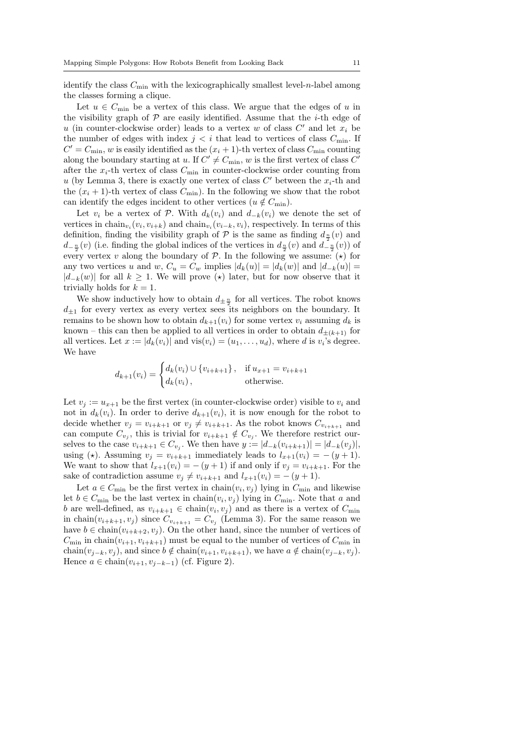identify the class $C_{\min}$ with the lexicographically smallest level-$n$-label among the classes forming a clique.

Let $u \in C_{\min}$ be a vertex of this class. We argue that the edges of $u$ in the visibility graph of $\mathcal{P}$ are easily identified. Assume that the $i$-th edge of $u$ (in counter-clockwise order) leads to a vertex $w$ of class $C'$ and let $x_i$ be the number of edges with index $j < i$ that lead to vertices of class $C_{\min}$. If $C' = C_{\min}$, $w$ is easily identified as the $(x_i + 1)$-th vertex of class $C_{\min}$ counting along the boundary starting at $u$. If $C' \neq C_{\min}$, $w$ is the first vertex of class $C'$ after the $x_i$-th vertex of class $C_{\min}$ in counter-clockwise order counting from $u$ (by Lemma 3, there is exactly one vertex of class $C'$ between the $x_i$-th and the $(x_i + 1)$-th vertex of class $C_{\min}$). In the following we show that the robot can identify the edges incident to other vertices ($u \notin C_{\min}$).

Let $v_i$ be a vertex of $\mathcal{P}$. With $d_k(v_i)$ and $d_{-k}(v_i)$ we denote the set of vertices in $\text{chain}_{v_i}(v_i, v_{i+k})$ and $\text{chain}_{v_i}(v_{i-k}, v_i)$, respectively. In terms of this definition, finding the visibility graph of $\mathcal{P}$ is the same as finding $d_{\frac{n}{2}}(v)$ and $d_{-\frac{n}{2}}(v)$ (i.e. finding the global indices of the vertices in $d_{\frac{n}{2}}(v)$ and $d_{-\frac{n}{2}}(v)$) of every vertex $v$ along the boundary of $\mathcal{P}$. In the following we assume: $(\star)$ for any two vertices $u$ and $w$, $C_u = C_w$ implies $|d_k(u)| = |d_k(w)|$ and $|d_{-k}(u)| = |d_{-k}(w)|$ for all $k \geq 1$. We will prove $(\star)$ later, but for now observe that it trivially holds for $k = 1$.

We show inductively how to obtain $d_{\pm\frac{n}{2}}$ for all vertices. The robot knows $d_{\pm 1}$ for every vertex as every vertex sees its neighbors on the boundary. It remains to be shown how to obtain $d_{k+1}(v_i)$ for some vertex $v_i$ assuming $d_k$ is known – this can then be applied to all vertices in order to obtain $d_{\pm(k+1)}$ for all vertices. Let $x := |d_k(v_i)|$ and $\text{vis}(v_i) = (u_1, \ldots, u_d)$, where $d$ is $v_i$'s degree. We have

$$d_{k+1}(v_i) = \begin{cases} d_k(v_i) \cup \{v_{i+k+1}\}, & \text{if } u_{x+1} = v_{i+k+1} \\ d_k(v_i), & \text{otherwise.} \end{cases}$$

Let $v_j := u_{x+1}$ be the first vertex (in counter-clockwise order) visible to $v_i$ and not in $d_k(v_i)$. In order to derive $d_{k+1}(v_i)$, it is now enough for the robot to decide whether $v_j = v_{i+k+1}$ or $v_j \neq v_{i+k+1}$. As the robot knows $C_{v_{i+k+1}}$ and can compute $C_{v_j}$, this is trivial for $v_{i+k+1} \notin C_{v_j}$. We therefore restrict ourselves to the case $v_{i+k+1} \in C_{v_j}$. We then have $y := |d_{-k}(v_{i+k+1})| = |d_{-k}(v_j)|$, using $(\star)$. Assuming $v_j = v_{i+k+1}$ immediately leads to $l_{x+1}(v_i) = -(y+1)$. We want to show that $l_{x+1}(v_i) = -(y+1)$ if and only if $v_j = v_{i+k+1}$. For the sake of contradiction assume $v_j \neq v_{i+k+1}$ and $l_{x+1}(v_i) = -(y+1)$.

Let $a \in C_{\min}$ be the first vertex in $\text{chain}(v_i, v_j)$ lying in $C_{\min}$ and likewise let $b \in C_{\min}$ be the last vertex in $\text{chain}(v_i, v_j)$ lying in $C_{\min}$. Note that $a$ and $b$ are well-defined, as $v_{i+k+1} \in \text{chain}(v_i, v_j)$ and as there is a vertex of $C_{\min}$ in $\text{chain}(v_{i+k+1}, v_j)$ since $C_{v_{i+k+1}} = C_{v_j}$ (Lemma 3). For the same reason we have $b \in \text{chain}(v_{i+k+2}, v_j)$. On the other hand, since the number of vertices of $C_{\min}$ in $\text{chain}(v_{i+1}, v_{i+k+1})$ must be equal to the number of vertices of $C_{\min}$ in $\text{chain}(v_{j-k}, v_j)$, and since $b \notin \text{chain}(v_{i+1}, v_{i+k+1})$, we have $a \notin \text{chain}(v_{j-k}, v_j)$. Hence $a \in \text{chain}(v_{i+1}, v_{j-k-1})$ (cf. Figure 2).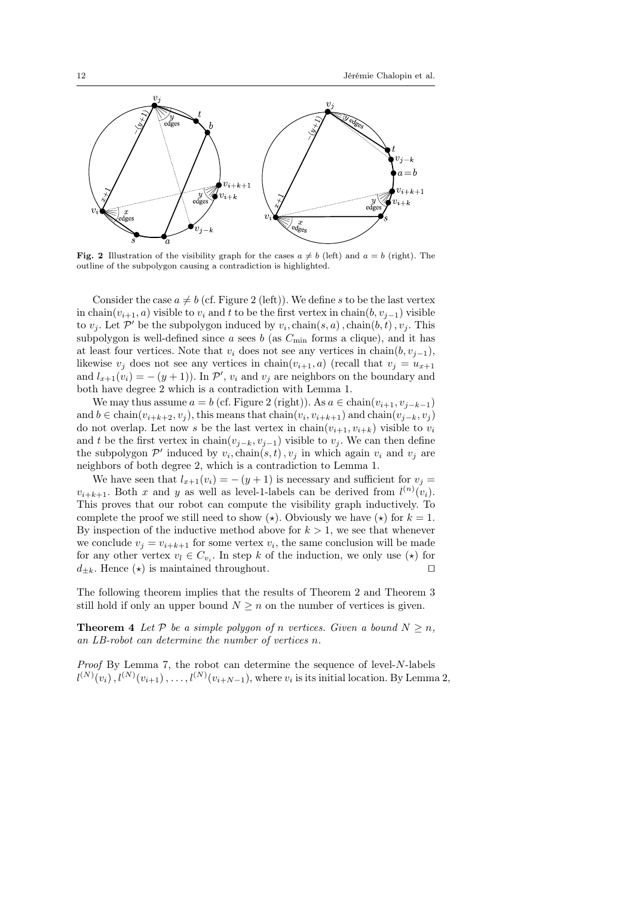**Fig. 2** Illustration of the visibility graph for the cases $a \neq b$ (left) and $a = b$ (right). The outline of the subpolygon causing a contradiction is highlighted.

Consider the case $a \neq b$ (cf. Figure 2 (left)). We define $s$ to be the last vertex in $\text{chain}(v_{i+1}, a)$ visible to $v_i$ and $t$ to be the first vertex in $\text{chain}(b, v_{j-1})$ visible to $v_j$. Let $\mathcal{P}'$ be the subpolygon induced by $v_i, \text{chain}(s, a), \text{chain}(b, t), v_j$. This subpolygon is well-defined since $a$ sees $b$ (as $C_{\min}$ forms a clique), and it has at least four vertices. Note that $v_i$ does not see any vertices in $\text{chain}(b, v_{j-1})$, likewise $v_j$ does not see any vertices in $\text{chain}(v_{i+1}, a)$ (recall that $v_j = u_{x+1}$ and $l_{x+1}(v_i) = -(y+1)$). In $\mathcal{P}'$, $v_i$ and $v_j$ are neighbors on the boundary and both have degree 2 which is a contradiction with Lemma 1.

We may thus assume $a = b$ (cf. Figure 2 (right)). As $a \in \text{chain}(v_{i+1}, v_{j-k-1})$ and $b \in \text{chain}(v_{i+k+2}, v_j)$, this means that $\text{chain}(v_i, v_{i+k+1})$ and $\text{chain}(v_{j-k}, v_j)$ do not overlap. Let now $s$ be the last vertex in $\text{chain}(v_{i+1}, v_{i+k})$ visible to $v_i$ and $t$ be the first vertex in $\text{chain}(v_{j-k}, v_{j-1})$ visible to $v_j$. We can then define the subpolygon $\mathcal{P}'$ induced by $v_i, \text{chain}(s, t), v_j$ in which again $v_i$ and $v_j$ are neighbors of both degree 2, which is a contradiction to Lemma 1.

We have seen that $l_{x+1}(v_i) = -(y+1)$ is necessary and sufficient for $v_j = v_{i+k+1}$. Both $x$ and $y$ as well as level-1-labels can be derived from $l^{(n)}(v_i)$. This proves that our robot can compute the visibility graph inductively. To complete the proof we still need to show $(\star)$. Obviously we have $(\star)$ for $k = 1$. By inspection of the inductive method above for $k > 1$, we see that whenever we conclude $v_j = v_{i+k+1}$ for some vertex $v_i$, the same conclusion will be made for any other vertex $v_l \in C_{v_i}$. In step $k$ of the induction, we only use $(\star)$ for $d_{\pm k}$. Hence $(\star)$ is maintained throughout. $\square$

The following theorem implies that the results of Theorem 2 and Theorem 3 still hold if only an upper bound $N \geq n$ on the number of vertices is given.

**Theorem 4** *Let $\mathcal{P}$ be a simple polygon of $n$ vertices. Given a bound $N \geq n$, an LB-robot can determine the number of vertices $n$.*

*Proof* By Lemma 7, the robot can determine the sequence of level-$N$-labels $l^{(N)}(v_i), l^{(N)}(v_{i+1}), \ldots, l^{(N)}(v_{i+N-1})$, where $v_i$ is its initial location. By Lemma 2,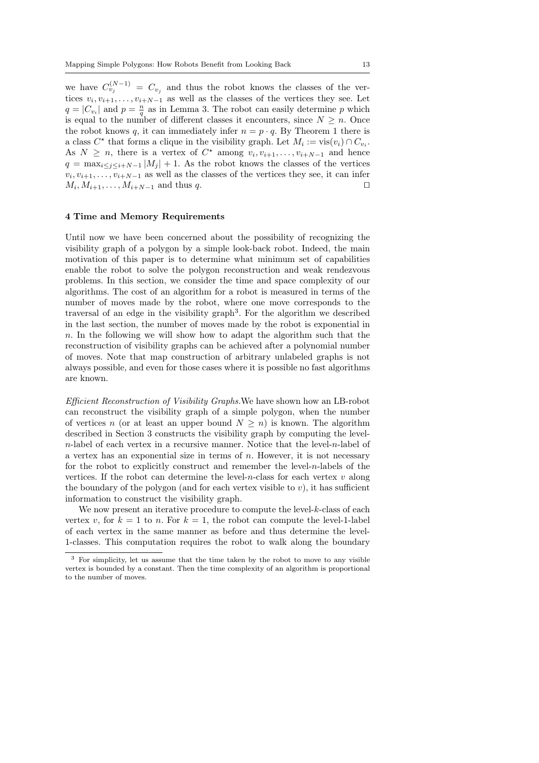we have $C_{v_j}^{(N-1)} = C_{v_j}$ and thus the robot knows the classes of the vertices $v_i, v_{i+1}, \ldots, v_{i+N-1}$ as well as the classes of the vertices they see. Let $q = |C_{v_i}|$ and $p = \frac{n}{q}$ as in Lemma 3. The robot can easily determine $p$ which is equal to the number of different classes it encounters, since $N \geq n$. Once the robot knows $q$, it can immediately infer $n = p \cdot q$. By Theorem 1 there is a class $C^\star$ that forms a clique in the visibility graph. Let $M_i := \text{vis}(v_i) \cap C_{v_i}$. As $N \geq n$, there is a vertex of $C^\star$ among $v_i, v_{i+1}, \ldots, v_{i+N-1}$ and hence $q = \max_{i \leq j \leq i+N-1} |M_j| + 1$. As the robot knows the classes of the vertices $v_i, v_{i+1}, \ldots, v_{i+N-1}$ as well as the classes of the vertices they see, it can infer $M_i, M_{i+1}, \ldots, M_{i+N-1}$ and thus $q$. □

## 4 Time and Memory Requirements

Until now we have been concerned about the possibility of recognizing the visibility graph of a polygon by a simple look-back robot. Indeed, the main motivation of this paper is to determine what minimum set of capabilities enable the robot to solve the polygon reconstruction and weak rendezvous problems. In this section, we consider the time and space complexity of our algorithms. The cost of an algorithm for a robot is measured in terms of the number of moves made by the robot, where one move corresponds to the traversal of an edge in the visibility graph[3]. For the algorithm we described in the last section, the number of moves made by the robot is exponential in $n$. In the following we will show how to adapt the algorithm such that the reconstruction of visibility graphs can be achieved after a polynomial number of moves. Note that map construction of arbitrary unlabeled graphs is not always possible, and even for those cases where it is possible no fast algorithms are known.

*Efficient Reconstruction of Visibility Graphs.* We have shown how an LB-robot can reconstruct the visibility graph of a simple polygon, when the number of vertices $n$ (or at least an upper bound $N \geq n$) is known. The algorithm described in Section 3 constructs the visibility graph by computing the level-$n$-label of each vertex in a recursive manner. Notice that the level-$n$-label of a vertex has an exponential size in terms of $n$. However, it is not necessary for the robot to explicitly construct and remember the level-$n$-labels of the vertices. If the robot can determine the level-$n$-class for each vertex $v$ along the boundary of the polygon (and for each vertex visible to $v$), it has sufficient information to construct the visibility graph.

We now present an iterative procedure to compute the level-$k$-class of each vertex $v$, for $k = 1$ to $n$. For $k = 1$, the robot can compute the level-1-label of each vertex in the same manner as before and thus determine the level-1-classes. This computation requires the robot to walk along the boundary

[3] For simplicity, let us assume that the time taken by the robot to move to any visible vertex is bounded by a constant. Then the time complexity of an algorithm is proportional to the number of moves.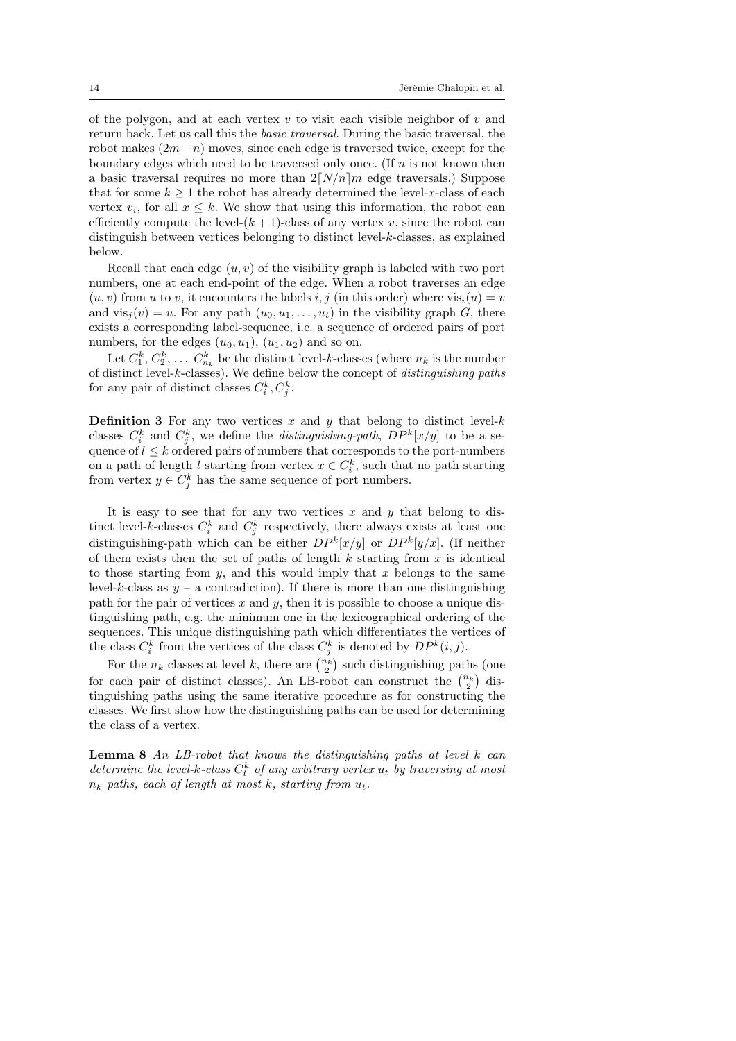of the polygon, and at each vertex $v$ to visit each visible neighbor of $v$ and return back. Let us call this the *basic traversal*. During the basic traversal, the robot makes $(2m - n)$ moves, since each edge is traversed twice, except for the boundary edges which need to be traversed only once. (If $n$ is not known then a basic traversal requires no more than $2\lceil N/n \rceil m$ edge traversals.) Suppose that for some $k \geq 1$ the robot has already determined the level-$x$-class of each vertex $v_i$, for all $x \leq k$. We show that using this information, the robot can efficiently compute the level-$(k+1)$-class of any vertex $v$, since the robot can distinguish between vertices belonging to distinct level-$k$-classes, as explained below.

Recall that each edge $(u, v)$ of the visibility graph is labeled with two port numbers, one at each end-point of the edge. When a robot traverses an edge $(u, v)$ from $u$ to $v$, it encounters the labels $i, j$ (in this order) where $\text{vis}_i(u) = v$ and $\text{vis}_j(v) = u$. For any path $(u_0, u_1, \ldots, u_t)$ in the visibility graph $G$, there exists a corresponding label-sequence, i.e. a sequence of ordered pairs of port numbers, for the edges $(u_0, u_1)$, $(u_1, u_2)$ and so on.

Let $C^k_1, C^k_2, \ldots\ C^k_{n_k}$ be the distinct level-$k$-classes (where $n_k$ is the number of distinct level-$k$-classes). We define below the concept of *distinguishing paths* for any pair of distinct classes $C^k_i, C^k_j$.

**Definition 3** For any two vertices $x$ and $y$ that belong to distinct level-$k$ classes $C^k_i$ and $C^k_j$, we define the *distinguishing-path*, $DP^k[x/y]$ to be a sequence of $l \leq k$ ordered pairs of numbers that corresponds to the port-numbers on a path of length $l$ starting from vertex $x \in C^k_i$, such that no path starting from vertex $y \in C^k_j$ has the same sequence of port numbers.

It is easy to see that for any two vertices $x$ and $y$ that belong to distinct level-$k$-classes $C^k_i$ and $C^k_j$ respectively, there always exists at least one distinguishing-path which can be either $DP^k[x/y]$ or $DP^k[y/x]$. (If neither of them exists then the set of paths of length $k$ starting from $x$ is identical to those starting from $y$, and this would imply that $x$ belongs to the same level-$k$-class as $y$ – a contradiction). If there is more than one distinguishing path for the pair of vertices $x$ and $y$, then it is possible to choose a unique distinguishing path, e.g. the minimum one in the lexicographical ordering of the sequences. This unique distinguishing path which differentiates the vertices of the class $C^k_i$ from the vertices of the class $C^k_j$ is denoted by $DP^k(i, j)$.

For the $n_k$ classes at level $k$, there are $\binom{n_k}{2}$ such distinguishing paths (one for each pair of distinct classes). An LB-robot can construct the $\binom{n_k}{2}$ distinguishing paths using the same iterative procedure as for constructing the classes. We first show how the distinguishing paths can be used for determining the class of a vertex.

**Lemma 8** *An LB-robot that knows the distinguishing paths at level $k$ can determine the level-$k$-class $C^k_t$ of any arbitrary vertex $u_t$ by traversing at most $n_k$ paths, each of length at most $k$, starting from $u_t$.*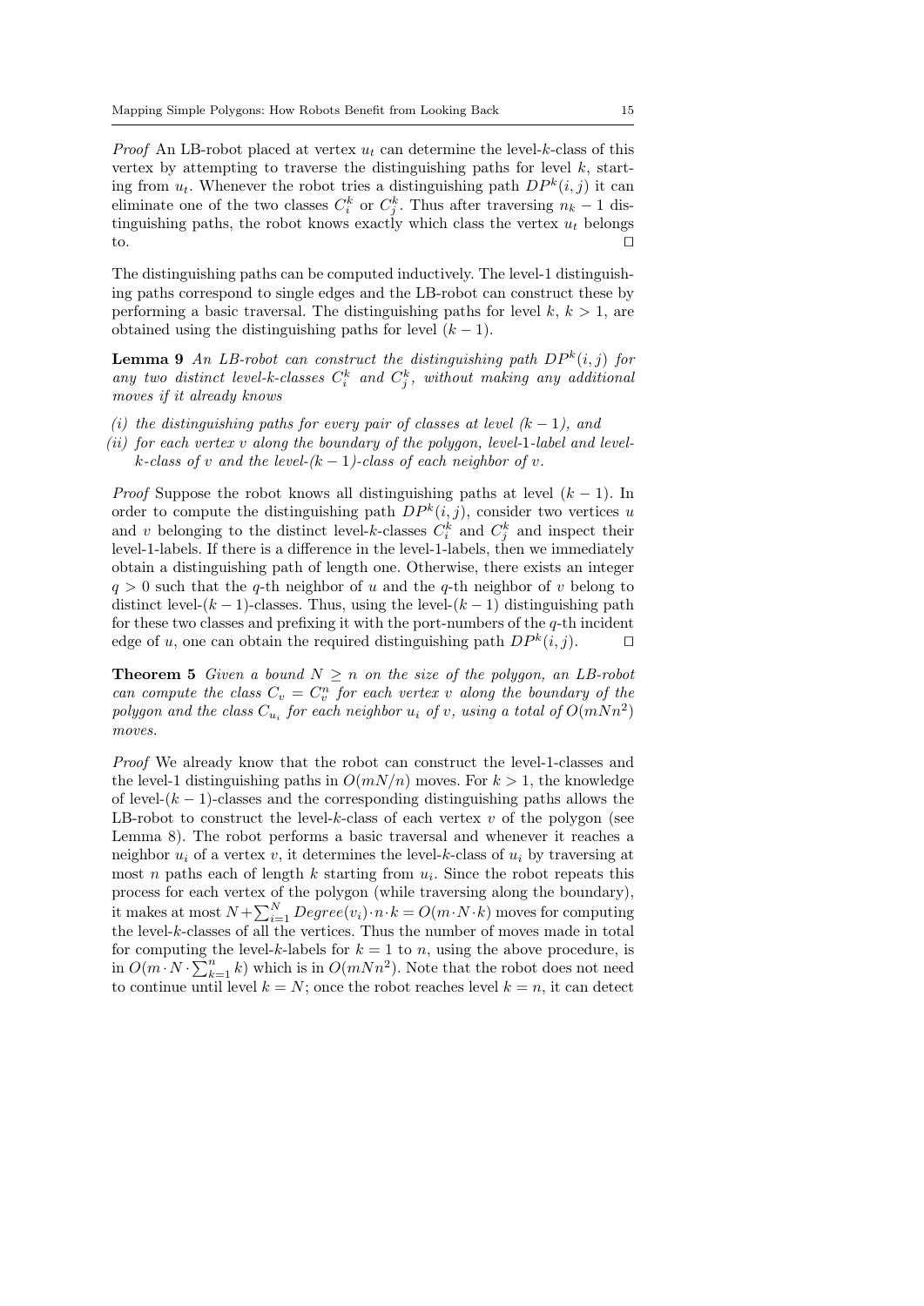*Proof* An LB-robot placed at vertex $u_t$ can determine the level-$k$-class of this vertex by attempting to traverse the distinguishing paths for level $k$, starting from $u_t$. Whenever the robot tries a distinguishing path $DP^k(i,j)$ it can eliminate one of the two classes $C_i^k$ or $C_j^k$. Thus after traversing $n_k - 1$ distinguishing paths, the robot knows exactly which class the vertex $u_t$ belongs to. □

The distinguishing paths can be computed inductively. The level-1 distinguishing paths correspond to single edges and the LB-robot can construct these by performing a basic traversal. The distinguishing paths for level $k$, $k > 1$, are obtained using the distinguishing paths for level $(k-1)$.

**Lemma 9** *An LB-robot can construct the distinguishing path $DP^k(i,j)$ for any two distinct level-$k$-classes $C_i^k$ and $C_j^k$, without making any additional moves if it already knows*

*(i) the distinguishing paths for every pair of classes at level $(k-1)$, and*
*(ii) for each vertex $v$ along the boundary of the polygon, level-1-label and level-$k$-class of $v$ and the level-$(k-1)$-class of each neighbor of $v$.*

*Proof* Suppose the robot knows all distinguishing paths at level $(k-1)$. In order to compute the distinguishing path $DP^k(i,j)$, consider two vertices $u$ and $v$ belonging to the distinct level-$k$-classes $C_i^k$ and $C_j^k$ and inspect their level-1-labels. If there is a difference in the level-1-labels, then we immediately obtain a distinguishing path of length one. Otherwise, there exists an integer $q > 0$ such that the $q$-th neighbor of $u$ and the $q$-th neighbor of $v$ belong to distinct level-$(k-1)$-classes. Thus, using the level-$(k-1)$ distinguishing path for these two classes and prefixing it with the port-numbers of the $q$-th incident edge of $u$, one can obtain the required distinguishing path $DP^k(i,j)$. □

**Theorem 5** *Given a bound $N \geq n$ on the size of the polygon, an LB-robot can compute the class $C_v = C_v^n$ for each vertex $v$ along the boundary of the polygon and the class $C_{u_i}$ for each neighbor $u_i$ of $v$, using a total of $O(mNn^2)$ moves.*

*Proof* We already know that the robot can construct the level-1-classes and the level-1 distinguishing paths in $O(mN/n)$ moves. For $k > 1$, the knowledge of level-$(k-1)$-classes and the corresponding distinguishing paths allows the LB-robot to construct the level-$k$-class of each vertex $v$ of the polygon (see Lemma 8). The robot performs a basic traversal and whenever it reaches a neighbor $u_i$ of a vertex $v$, it determines the level-$k$-class of $u_i$ by traversing at most $n$ paths each of length $k$ starting from $u_i$. Since the robot repeats this process for each vertex of the polygon (while traversing along the boundary), it makes at most $N + \sum_{i=1}^{N} Degree(v_i) \cdot n \cdot k = O(m \cdot N \cdot k)$ moves for computing the level-$k$-classes of all the vertices. Thus the number of moves made in total for computing the level-$k$-labels for $k = 1$ to $n$, using the above procedure, is in $O(m \cdot N \cdot \sum_{k=1}^{n} k)$ which is in $O(mNn^2)$. Note that the robot does not need to continue until level $k = N$; once the robot reaches level $k = n$, it can detect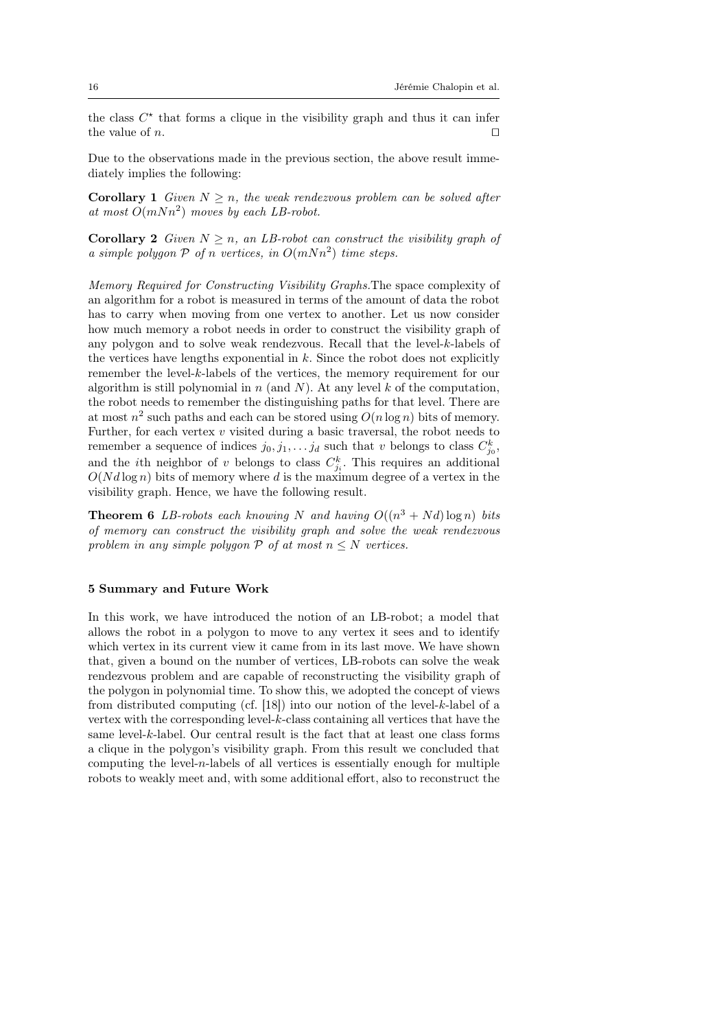the class $C^\star$ that forms a clique in the visibility graph and thus it can infer the value of $n$. ⊓⊔

Due to the observations made in the previous section, the above result immediately implies the following:

**Corollary 1** *Given $N \geq n$, the weak rendezvous problem can be solved after at most $O(mNn^2)$ moves by each LB-robot.*

**Corollary 2** *Given $N \geq n$, an LB-robot can construct the visibility graph of a simple polygon $\mathcal{P}$ of $n$ vertices, in $O(mNn^2)$ time steps.*

*Memory Required for Constructing Visibility Graphs.*The space complexity of an algorithm for a robot is measured in terms of the amount of data the robot has to carry when moving from one vertex to another. Let us now consider how much memory a robot needs in order to construct the visibility graph of any polygon and to solve weak rendezvous. Recall that the level-$k$-labels of the vertices have lengths exponential in $k$. Since the robot does not explicitly remember the level-$k$-labels of the vertices, the memory requirement for our algorithm is still polynomial in $n$ (and $N$). At any level $k$ of the computation, the robot needs to remember the distinguishing paths for that level. There are at most $n^2$ such paths and each can be stored using $O(n \log n)$ bits of memory. Further, for each vertex $v$ visited during a basic traversal, the robot needs to remember a sequence of indices $j_0, j_1, \ldots j_d$ such that $v$ belongs to class $C^k_{j_0}$, and the $i$th neighbor of $v$ belongs to class $C^k_{j_i}$. This requires an additional $O(Nd \log n)$ bits of memory where $d$ is the maximum degree of a vertex in the visibility graph. Hence, we have the following result.

**Theorem 6** *LB-robots each knowing $N$ and having $O((n^3 + Nd) \log n)$ bits of memory can construct the visibility graph and solve the weak rendezvous problem in any simple polygon $\mathcal{P}$ of at most $n \leq N$ vertices.*

## 5 Summary and Future Work

In this work, we have introduced the notion of an LB-robot; a model that allows the robot in a polygon to move to any vertex it sees and to identify which vertex in its current view it came from in its last move. We have shown that, given a bound on the number of vertices, LB-robots can solve the weak rendezvous problem and are capable of reconstructing the visibility graph of the polygon in polynomial time. To show this, we adopted the concept of views from distributed computing (cf. [18]) into our notion of the level-$k$-label of a vertex with the corresponding level-$k$-class containing all vertices that have the same level-$k$-label. Our central result is the fact that at least one class forms a clique in the polygon's visibility graph. From this result we concluded that computing the level-$n$-labels of all vertices is essentially enough for multiple robots to weakly meet and, with some additional effort, also to reconstruct the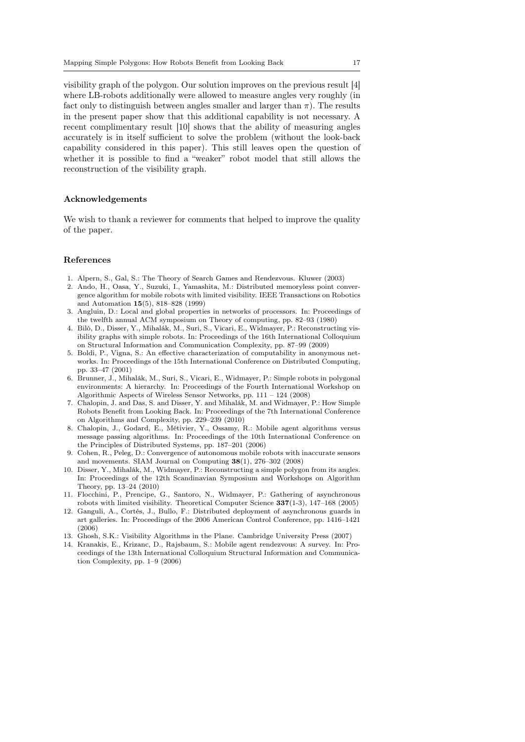visibility graph of the polygon. Our solution improves on the previous result [4] where LB-robots additionally were allowed to measure angles very roughly (in fact only to distinguish between angles smaller and larger than $\pi$). The results in the present paper show that this additional capability is not necessary. A recent complimentary result [10] shows that the ability of measuring angles accurately is in itself sufficient to solve the problem (without the look-back capability considered in this paper). This still leaves open the question of whether it is possible to find a "weaker" robot model that still allows the reconstruction of the visibility graph.

## Acknowledgements

We wish to thank a reviewer for comments that helped to improve the quality of the paper.

## References

1. Alpern, S., Gal, S.: The Theory of Search Games and Rendezvous. Kluwer (2003)
2. Ando, H., Oasa, Y., Suzuki, I., Yamashita, M.: Distributed memoryless point convergence algorithm for mobile robots with limited visibility. IEEE Transactions on Robotics and Automation **15**(5), 818–828 (1999)
3. Angluin, D.: Local and global properties in networks of processors. In: Proceedings of the twelfth annual ACM symposium on Theory of computing, pp. 82–93 (1980)
4. Bilò, D., Disser, Y., Mihalák, M., Suri, S., Vicari, E., Widmayer, P.: Reconstructing visibility graphs with simple robots. In: Proceedings of the 16th International Colloquium on Structural Information and Communication Complexity, pp. 87–99 (2009)
5. Boldi, P., Vigna, S.: An effective characterization of computability in anonymous networks. In: Proceedings of the 15th International Conference on Distributed Computing, pp. 33–47 (2001)
6. Brunner, J., Mihalák, M., Suri, S., Vicari, E., Widmayer, P.: Simple robots in polygonal environments: A hierarchy. In: Proceedings of the Fourth International Workshop on Algorithmic Aspects of Wireless Sensor Networks, pp. 111 – 124 (2008)
7. Chalopin, J. and Das, S. and Disser, Y. and Mihalák, M. and Widmayer, P.: How Simple Robots Benefit from Looking Back. In: Proceedings of the 7th International Conference on Algorithms and Complexity, pp. 229–239 (2010)
8. Chalopin, J., Godard, E., Métivier, Y., Ossamy, R.: Mobile agent algorithms versus message passing algorithms. In: Proceedings of the 10th International Conference on the Principles of Distributed Systems, pp. 187–201 (2006)
9. Cohen, R., Peleg, D.: Convergence of autonomous mobile robots with inaccurate sensors and movements. SIAM Journal on Computing **38**(1), 276–302 (2008)
10. Disser, Y., Mihalák, M., Widmayer, P.: Reconstructing a simple polygon from its angles. In: Proceedings of the 12th Scandinavian Symposium and Workshops on Algorithm Theory, pp. 13–24 (2010)
11. Flocchini, P., Prencipe, G., Santoro, N., Widmayer, P.: Gathering of asynchronous robots with limited visibility. Theoretical Computer Science **337**(1-3), 147–168 (2005)
12. Ganguli, A., Cortés, J., Bullo, F.: Distributed deployment of asynchronous guards in art galleries. In: Proceedings of the 2006 American Control Conference, pp. 1416–1421 (2006)
13. Ghosh, S.K.: Visibility Algorithms in the Plane. Cambridge University Press (2007)
14. Kranakis, E., Krizanc, D., Rajsbaum, S.: Mobile agent rendezvous: A survey. In: Proceedings of the 13th International Colloquium Structural Information and Communication Complexity, pp. 1–9 (2006)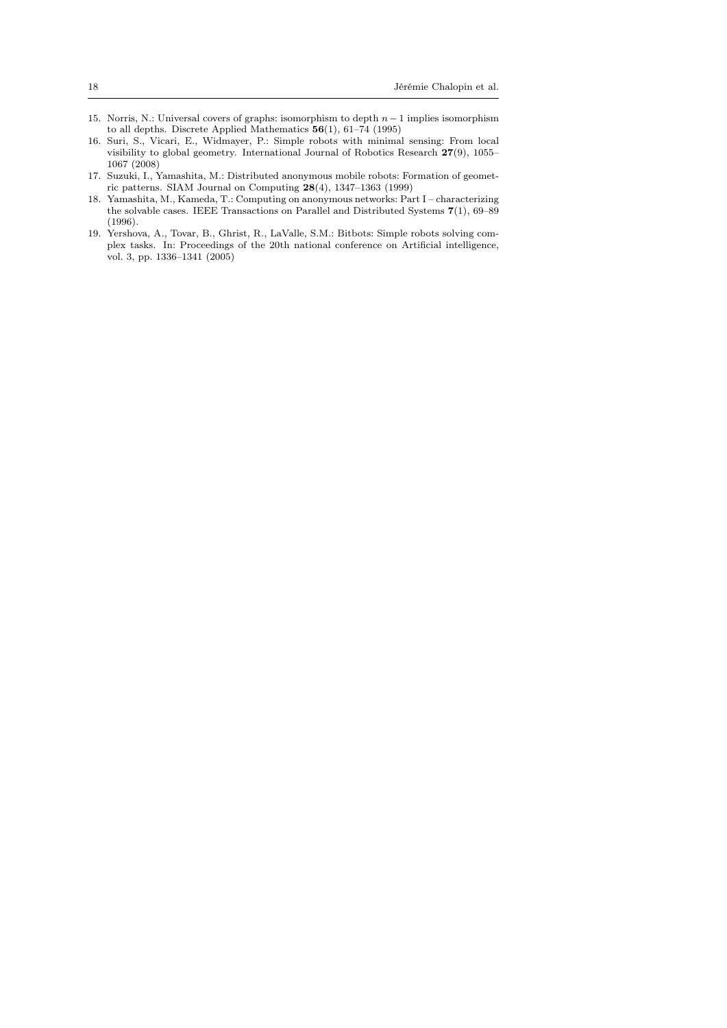15. Norris, N.: Universal covers of graphs: isomorphism to depth $n-1$ implies isomorphism to all depths. Discrete Applied Mathematics **56**(1), 61–74 (1995)
16. Suri, S., Vicari, E., Widmayer, P.: Simple robots with minimal sensing: From local visibility to global geometry. International Journal of Robotics Research **27**(9), 1055–1067 (2008)
17. Suzuki, I., Yamashita, M.: Distributed anonymous mobile robots: Formation of geometric patterns. SIAM Journal on Computing **28**(4), 1347–1363 (1999)
18. Yamashita, M., Kameda, T.: Computing on anonymous networks: Part I – characterizing the solvable cases. IEEE Transactions on Parallel and Distributed Systems **7**(1), 69–89 (1996).
19. Yershova, A., Tovar, B., Ghrist, R., LaValle, S.M.: Bitbots: Simple robots solving complex tasks. In: Proceedings of the 20th national conference on Artificial intelligence, vol. 3, pp. 1336–1341 (2005)